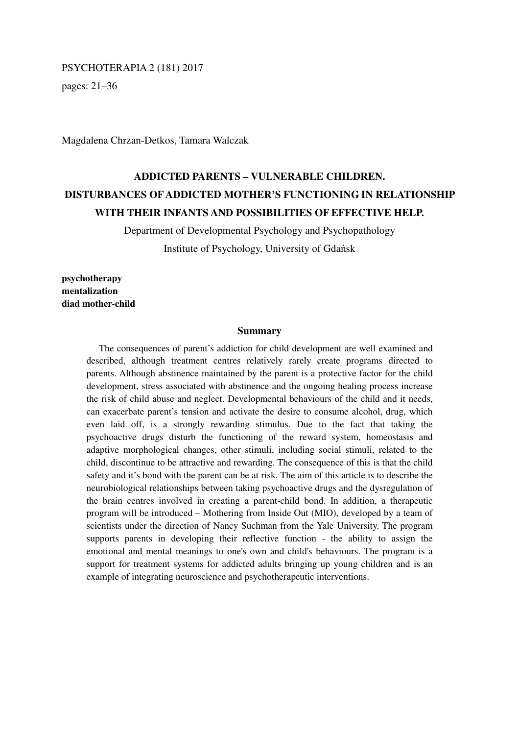Magdalena Chrzan-Detkos, Tamara Walczak

# ADDICTED PARENTS – VULNERABLE CHILDREN. DISTURBANCES OF ADDICTED MOTHER'S FUNCTIONING IN RELATIONSHIP WITH THEIR INFANTS AND POSSIBILITIES OF EFFECTIVE HELP.

Department of Developmental Psychology and Psychopathology

Institute of Psychology, University of Gdańsk

**psychotherapy**
**mentalization**
**diad mother-child**

## Summary

The consequences of parent's addiction for child development are well examined and described, although treatment centres relatively rarely create programs directed to parents. Although abstinence maintained by the parent is a protective factor for the child development, stress associated with abstinence and the ongoing healing process increase the risk of child abuse and neglect. Developmental behaviours of the child and it needs, can exacerbate parent's tension and activate the desire to consume alcohol, drug, which even laid off, is a strongly rewarding stimulus. Due to the fact that taking the psychoactive drugs disturb the functioning of the reward system, homeostasis and adaptive morphological changes, other stimuli, including social stimuli, related to the child, discontinue to be attractive and rewarding. The consequence of this is that the child safety and it's bond with the parent can be at risk. The aim of this article is to describe the neurobiological relationships between taking psychoactive drugs and the dysregulation of the brain centres involved in creating a parent-child bond. In addition, a therapeutic program will be introduced – Mothering from Inside Out (MIO), developed by a team of scientists under the direction of Nancy Suchman from the Yale University. The program supports parents in developing their reflective function - the ability to assign the emotional and mental meanings to one's own and child's behaviours. The program is a support for treatment systems for addicted adults bringing up young children and is an example of integrating neuroscience and psychotherapeutic interventions.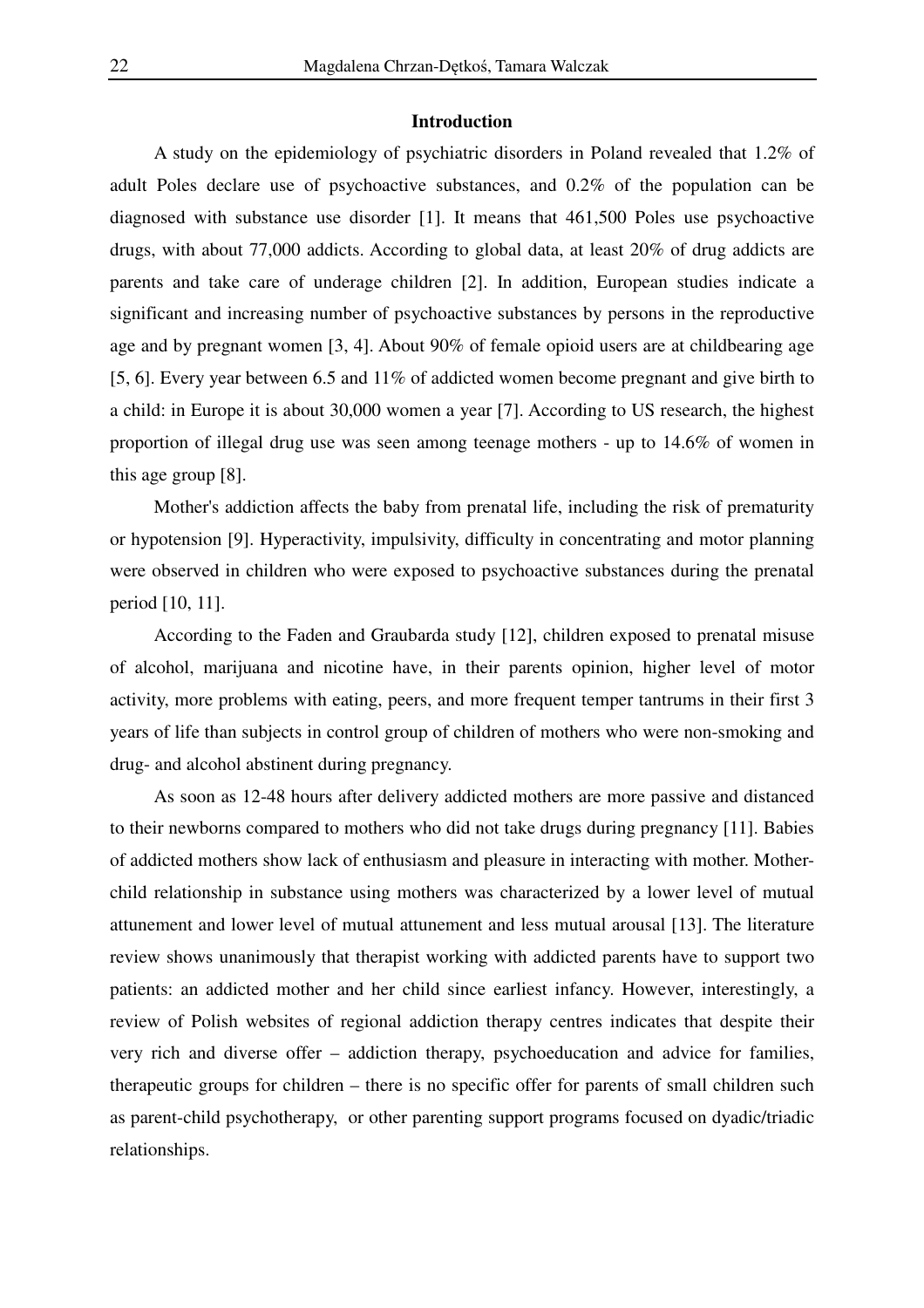## Introduction

A study on the epidemiology of psychiatric disorders in Poland revealed that 1.2% of adult Poles declare use of psychoactive substances, and 0.2% of the population can be diagnosed with substance use disorder [1]. It means that 461,500 Poles use psychoactive drugs, with about 77,000 addicts. According to global data, at least 20% of drug addicts are parents and take care of underage children [2]. In addition, European studies indicate a significant and increasing number of psychoactive substances by persons in the reproductive age and by pregnant women [3, 4]. About 90% of female opioid users are at childbearing age [5, 6]. Every year between 6.5 and 11% of addicted women become pregnant and give birth to a child: in Europe it is about 30,000 women a year [7]. According to US research, the highest proportion of illegal drug use was seen among teenage mothers - up to 14.6% of women in this age group [8].

Mother's addiction affects the baby from prenatal life, including the risk of prematurity or hypotension [9]. Hyperactivity, impulsivity, difficulty in concentrating and motor planning were observed in children who were exposed to psychoactive substances during the prenatal period [10, 11].

According to the Faden and Graubarda study [12], children exposed to prenatal misuse of alcohol, marijuana and nicotine have, in their parents opinion, higher level of motor activity, more problems with eating, peers, and more frequent temper tantrums in their first 3 years of life than subjects in control group of children of mothers who were non-smoking and drug- and alcohol abstinent during pregnancy.

As soon as 12-48 hours after delivery addicted mothers are more passive and distanced to their newborns compared to mothers who did not take drugs during pregnancy [11]. Babies of addicted mothers show lack of enthusiasm and pleasure in interacting with mother. Mother-child relationship in substance using mothers was characterized by a lower level of mutual attunement and lower level of mutual attunement and less mutual arousal [13]. The literature review shows unanimously that therapist working with addicted parents have to support two patients: an addicted mother and her child since earliest infancy. However, interestingly, a review of Polish websites of regional addiction therapy centres indicates that despite their very rich and diverse offer – addiction therapy, psychoeducation and advice for families, therapeutic groups for children – there is no specific offer for parents of small children such as parent-child psychotherapy, or other parenting support programs focused on dyadic/triadic relationships.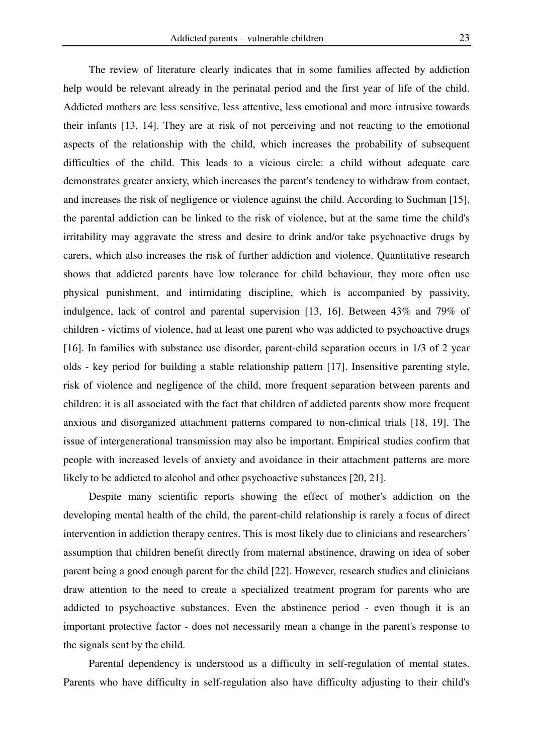The review of literature clearly indicates that in some families affected by addiction help would be relevant already in the perinatal period and the first year of life of the child. Addicted mothers are less sensitive, less attentive, less emotional and more intrusive towards their infants [13, 14]. They are at risk of not perceiving and not reacting to the emotional aspects of the relationship with the child, which increases the probability of subsequent difficulties of the child. This leads to a vicious circle: a child without adequate care demonstrates greater anxiety, which increases the parent's tendency to withdraw from contact, and increases the risk of negligence or violence against the child. According to Suchman [15], the parental addiction can be linked to the risk of violence, but at the same time the child's irritability may aggravate the stress and desire to drink and/or take psychoactive drugs by carers, which also increases the risk of further addiction and violence. Quantitative research shows that addicted parents have low tolerance for child behaviour, they more often use physical punishment, and intimidating discipline, which is accompanied by passivity, indulgence, lack of control and parental supervision [13, 16]. Between 43% and 79% of children - victims of violence, had at least one parent who was addicted to psychoactive drugs [16]. In families with substance use disorder, parent-child separation occurs in 1/3 of 2 year olds - key period for building a stable relationship pattern [17]. Insensitive parenting style, risk of violence and negligence of the child, more frequent separation between parents and children: it is all associated with the fact that children of addicted parents show more frequent anxious and disorganized attachment patterns compared to non-clinical trials [18, 19]. The issue of intergenerational transmission may also be important. Empirical studies confirm that people with increased levels of anxiety and avoidance in their attachment patterns are more likely to be addicted to alcohol and other psychoactive substances [20, 21].

Despite many scientific reports showing the effect of mother's addiction on the developing mental health of the child, the parent-child relationship is rarely a focus of direct intervention in addiction therapy centres. This is most likely due to clinicians and researchers' assumption that children benefit directly from maternal abstinence, drawing on idea of sober parent being a good enough parent for the child [22]. However, research studies and clinicians draw attention to the need to create a specialized treatment program for parents who are addicted to psychoactive substances. Even the abstinence period - even though it is an important protective factor - does not necessarily mean a change in the parent's response to the signals sent by the child.

Parental dependency is understood as a difficulty in self-regulation of mental states. Parents who have difficulty in self-regulation also have difficulty adjusting to their child's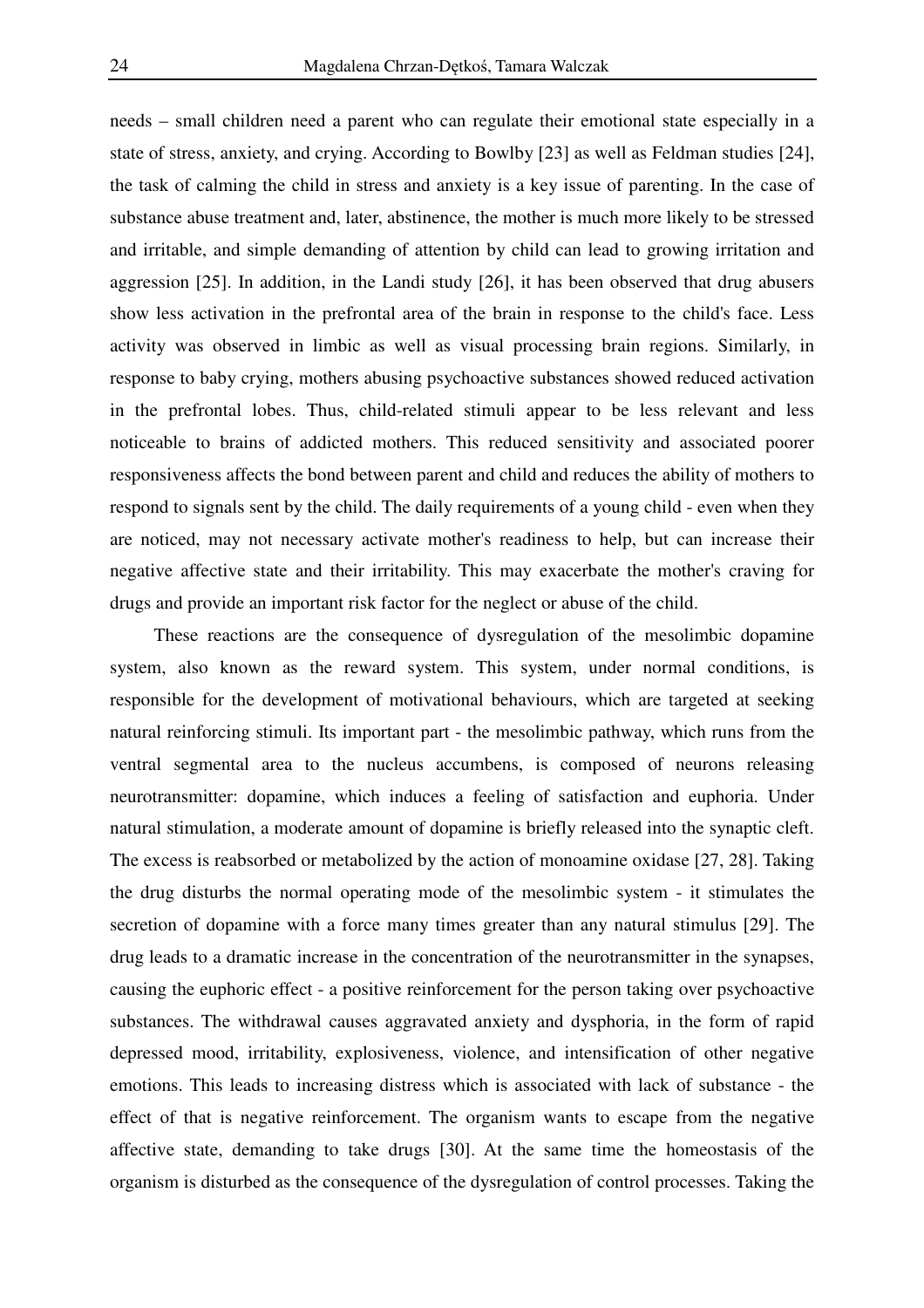needs – small children need a parent who can regulate their emotional state especially in a state of stress, anxiety, and crying. According to Bowlby [23] as well as Feldman studies [24], the task of calming the child in stress and anxiety is a key issue of parenting. In the case of substance abuse treatment and, later, abstinence, the mother is much more likely to be stressed and irritable, and simple demanding of attention by child can lead to growing irritation and aggression [25]. In addition, in the Landi study [26], it has been observed that drug abusers show less activation in the prefrontal area of the brain in response to the child's face. Less activity was observed in limbic as well as visual processing brain regions. Similarly, in response to baby crying, mothers abusing psychoactive substances showed reduced activation in the prefrontal lobes. Thus, child-related stimuli appear to be less relevant and less noticeable to brains of addicted mothers. This reduced sensitivity and associated poorer responsiveness affects the bond between parent and child and reduces the ability of mothers to respond to signals sent by the child. The daily requirements of a young child - even when they are noticed, may not necessary activate mother's readiness to help, but can increase their negative affective state and their irritability. This may exacerbate the mother's craving for drugs and provide an important risk factor for the neglect or abuse of the child.

These reactions are the consequence of dysregulation of the mesolimbic dopamine system, also known as the reward system. This system, under normal conditions, is responsible for the development of motivational behaviours, which are targeted at seeking natural reinforcing stimuli. Its important part - the mesolimbic pathway, which runs from the ventral segmental area to the nucleus accumbens, is composed of neurons releasing neurotransmitter: dopamine, which induces a feeling of satisfaction and euphoria. Under natural stimulation, a moderate amount of dopamine is briefly released into the synaptic cleft. The excess is reabsorbed or metabolized by the action of monoamine oxidase [27, 28]. Taking the drug disturbs the normal operating mode of the mesolimbic system - it stimulates the secretion of dopamine with a force many times greater than any natural stimulus [29]. The drug leads to a dramatic increase in the concentration of the neurotransmitter in the synapses, causing the euphoric effect - a positive reinforcement for the person taking over psychoactive substances. The withdrawal causes aggravated anxiety and dysphoria, in the form of rapid depressed mood, irritability, explosiveness, violence, and intensification of other negative emotions. This leads to increasing distress which is associated with lack of substance - the effect of that is negative reinforcement. The organism wants to escape from the negative affective state, demanding to take drugs [30]. At the same time the homeostasis of the organism is disturbed as the consequence of the dysregulation of control processes. Taking the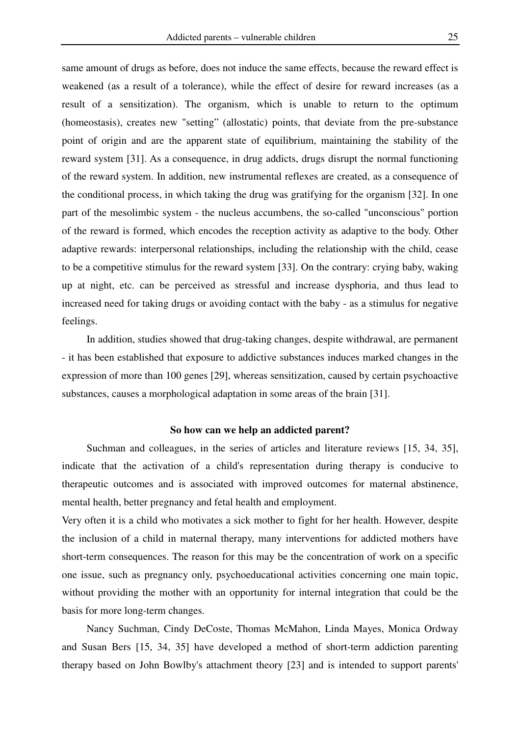same amount of drugs as before, does not induce the same effects, because the reward effect is weakened (as a result of a tolerance), while the effect of desire for reward increases (as a result of a sensitization). The organism, which is unable to return to the optimum (homeostasis), creates new "setting" (allostatic) points, that deviate from the pre-substance point of origin and are the apparent state of equilibrium, maintaining the stability of the reward system [31]. As a consequence, in drug addicts, drugs disrupt the normal functioning of the reward system. In addition, new instrumental reflexes are created, as a consequence of the conditional process, in which taking the drug was gratifying for the organism [32]. In one part of the mesolimbic system - the nucleus accumbens, the so-called "unconscious" portion of the reward is formed, which encodes the reception activity as adaptive to the body. Other adaptive rewards: interpersonal relationships, including the relationship with the child, cease to be a competitive stimulus for the reward system [33]. On the contrary: crying baby, waking up at night, etc. can be perceived as stressful and increase dysphoria, and thus lead to increased need for taking drugs or avoiding contact with the baby - as a stimulus for negative feelings.

In addition, studies showed that drug-taking changes, despite withdrawal, are permanent - it has been established that exposure to addictive substances induces marked changes in the expression of more than 100 genes [29], whereas sensitization, caused by certain psychoactive substances, causes a morphological adaptation in some areas of the brain [31].

**So how can we help an addicted parent?**

Suchman and colleagues, in the series of articles and literature reviews [15, 34, 35], indicate that the activation of a child's representation during therapy is conducive to therapeutic outcomes and is associated with improved outcomes for maternal abstinence, mental health, better pregnancy and fetal health and employment.

Very often it is a child who motivates a sick mother to fight for her health. However, despite the inclusion of a child in maternal therapy, many interventions for addicted mothers have short-term consequences. The reason for this may be the concentration of work on a specific one issue, such as pregnancy only, psychoeducational activities concerning one main topic, without providing the mother with an opportunity for internal integration that could be the basis for more long-term changes.

Nancy Suchman, Cindy DeCoste, Thomas McMahon, Linda Mayes, Monica Ordway and Susan Bers [15, 34, 35] have developed a method of short-term addiction parenting therapy based on John Bowlby's attachment theory [23] and is intended to support parents'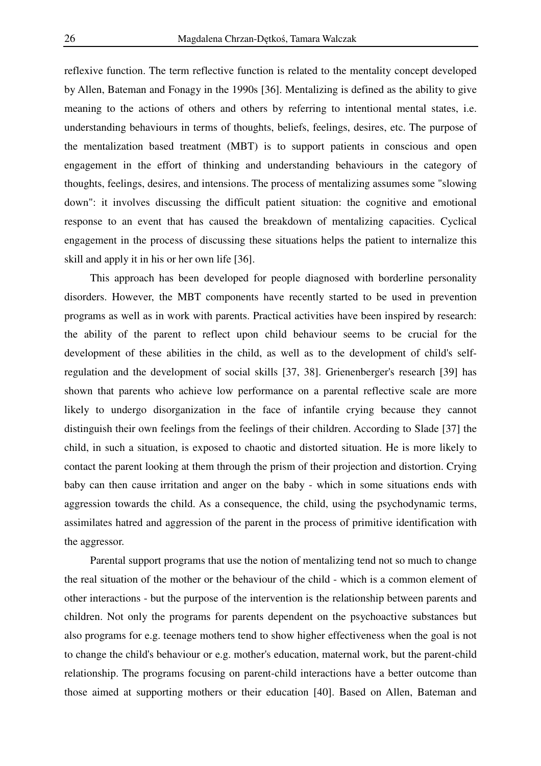reflexive function. The term reflective function is related to the mentality concept developed by Allen, Bateman and Fonagy in the 1990s [36]. Mentalizing is defined as the ability to give meaning to the actions of others and others by referring to intentional mental states, i.e. understanding behaviours in terms of thoughts, beliefs, feelings, desires, etc. The purpose of the mentalization based treatment (MBT) is to support patients in conscious and open engagement in the effort of thinking and understanding behaviours in the category of thoughts, feelings, desires, and intensions. The process of mentalizing assumes some "slowing down": it involves discussing the difficult patient situation: the cognitive and emotional response to an event that has caused the breakdown of mentalizing capacities. Cyclical engagement in the process of discussing these situations helps the patient to internalize this skill and apply it in his or her own life [36].

This approach has been developed for people diagnosed with borderline personality disorders. However, the MBT components have recently started to be used in prevention programs as well as in work with parents. Practical activities have been inspired by research: the ability of the parent to reflect upon child behaviour seems to be crucial for the development of these abilities in the child, as well as to the development of child's self-regulation and the development of social skills [37, 38]. Grienenberger's research [39] has shown that parents who achieve low performance on a parental reflective scale are more likely to undergo disorganization in the face of infantile crying because they cannot distinguish their own feelings from the feelings of their children. According to Slade [37] the child, in such a situation, is exposed to chaotic and distorted situation. He is more likely to contact the parent looking at them through the prism of their projection and distortion. Crying baby can then cause irritation and anger on the baby - which in some situations ends with aggression towards the child. As a consequence, the child, using the psychodynamic terms, assimilates hatred and aggression of the parent in the process of primitive identification with the aggressor.

Parental support programs that use the notion of mentalizing tend not so much to change the real situation of the mother or the behaviour of the child - which is a common element of other interactions - but the purpose of the intervention is the relationship between parents and children. Not only the programs for parents dependent on the psychoactive substances but also programs for e.g. teenage mothers tend to show higher effectiveness when the goal is not to change the child's behaviour or e.g. mother's education, maternal work, but the parent-child relationship. The programs focusing on parent-child interactions have a better outcome than those aimed at supporting mothers or their education [40]. Based on Allen, Bateman and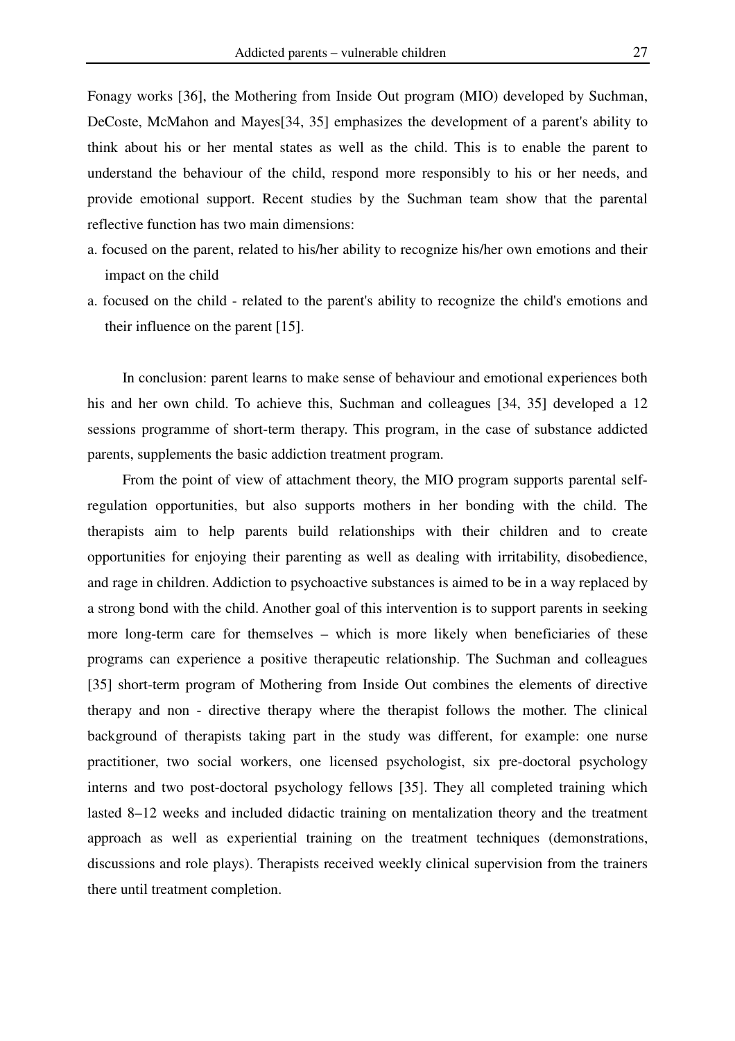Fonagy works [36], the Mothering from Inside Out program (MIO) developed by Suchman, DeCoste, McMahon and Mayes[34, 35] emphasizes the development of a parent's ability to think about his or her mental states as well as the child. This is to enable the parent to understand the behaviour of the child, respond more responsibly to his or her needs, and provide emotional support. Recent studies by the Suchman team show that the parental reflective function has two main dimensions:

a. focused on the parent, related to his/her ability to recognize his/her own emotions and their impact on the child
a. focused on the child - related to the parent's ability to recognize the child's emotions and their influence on the parent [15].

In conclusion: parent learns to make sense of behaviour and emotional experiences both his and her own child. To achieve this, Suchman and colleagues [34, 35] developed a 12 sessions programme of short-term therapy. This program, in the case of substance addicted parents, supplements the basic addiction treatment program.

From the point of view of attachment theory, the MIO program supports parental self-regulation opportunities, but also supports mothers in her bonding with the child. The therapists aim to help parents build relationships with their children and to create opportunities for enjoying their parenting as well as dealing with irritability, disobedience, and rage in children. Addiction to psychoactive substances is aimed to be in a way replaced by a strong bond with the child. Another goal of this intervention is to support parents in seeking more long-term care for themselves – which is more likely when beneficiaries of these programs can experience a positive therapeutic relationship. The Suchman and colleagues [35] short-term program of Mothering from Inside Out combines the elements of directive therapy and non - directive therapy where the therapist follows the mother. The clinical background of therapists taking part in the study was different, for example: one nurse practitioner, two social workers, one licensed psychologist, six pre-doctoral psychology interns and two post-doctoral psychology fellows [35]. They all completed training which lasted 8–12 weeks and included didactic training on mentalization theory and the treatment approach as well as experiential training on the treatment techniques (demonstrations, discussions and role plays). Therapists received weekly clinical supervision from the trainers there until treatment completion.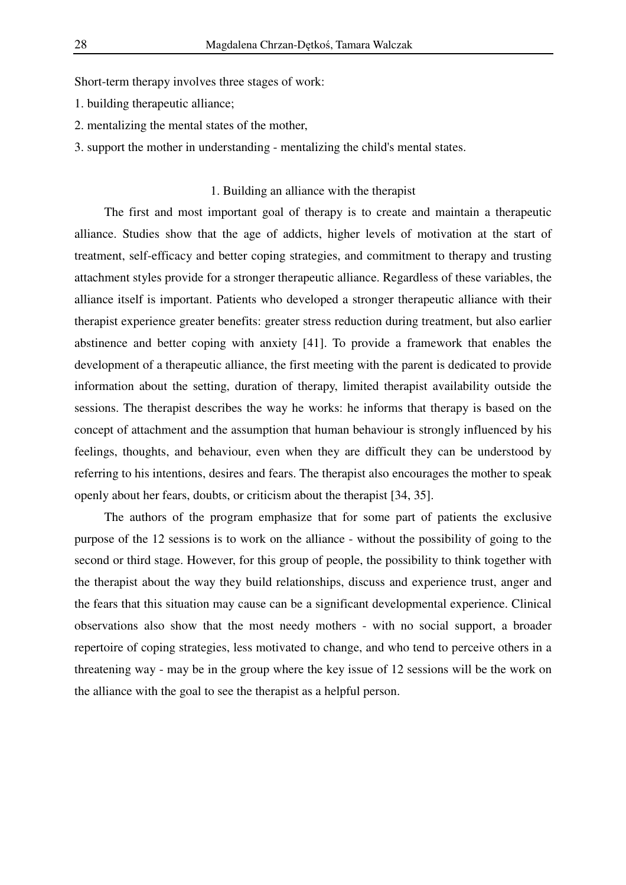Short-term therapy involves three stages of work:

1. building therapeutic alliance;
2. mentalizing the mental states of the mother,
3. support the mother in understanding - mentalizing the child's mental states.

### 1. Building an alliance with the therapist

The first and most important goal of therapy is to create and maintain a therapeutic alliance. Studies show that the age of addicts, higher levels of motivation at the start of treatment, self-efficacy and better coping strategies, and commitment to therapy and trusting attachment styles provide for a stronger therapeutic alliance. Regardless of these variables, the alliance itself is important. Patients who developed a stronger therapeutic alliance with their therapist experience greater benefits: greater stress reduction during treatment, but also earlier abstinence and better coping with anxiety [41]. To provide a framework that enables the development of a therapeutic alliance, the first meeting with the parent is dedicated to provide information about the setting, duration of therapy, limited therapist availability outside the sessions. The therapist describes the way he works: he informs that therapy is based on the concept of attachment and the assumption that human behaviour is strongly influenced by his feelings, thoughts, and behaviour, even when they are difficult they can be understood by referring to his intentions, desires and fears. The therapist also encourages the mother to speak openly about her fears, doubts, or criticism about the therapist [34, 35].

The authors of the program emphasize that for some part of patients the exclusive purpose of the 12 sessions is to work on the alliance - without the possibility of going to the second or third stage. However, for this group of people, the possibility to think together with the therapist about the way they build relationships, discuss and experience trust, anger and the fears that this situation may cause can be a significant developmental experience. Clinical observations also show that the most needy mothers - with no social support, a broader repertoire of coping strategies, less motivated to change, and who tend to perceive others in a threatening way - may be in the group where the key issue of 12 sessions will be the work on the alliance with the goal to see the therapist as a helpful person.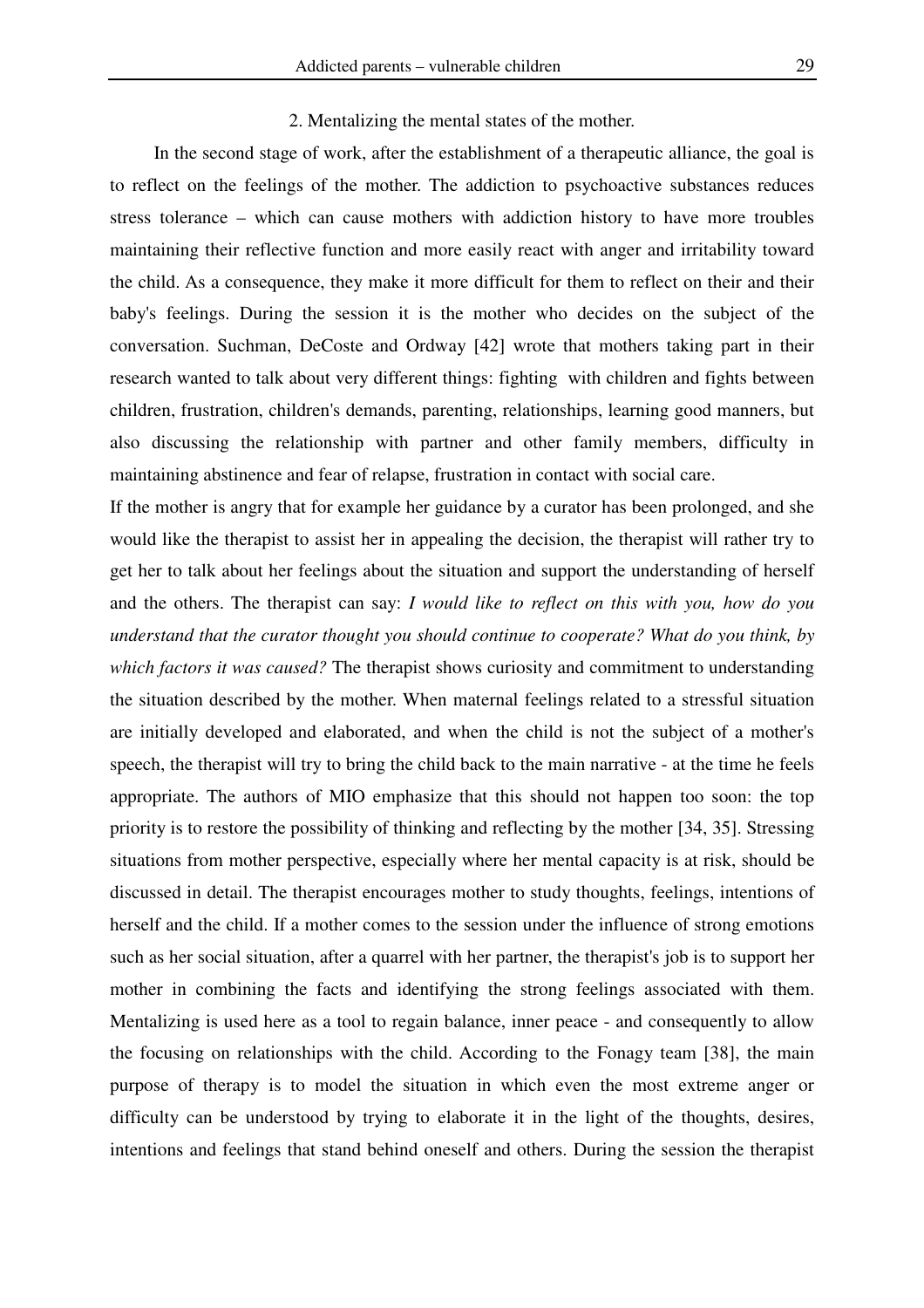2. Mentalizing the mental states of the mother.

In the second stage of work, after the establishment of a therapeutic alliance, the goal is to reflect on the feelings of the mother. The addiction to psychoactive substances reduces stress tolerance – which can cause mothers with addiction history to have more troubles maintaining their reflective function and more easily react with anger and irritability toward the child. As a consequence, they make it more difficult for them to reflect on their and their baby's feelings. During the session it is the mother who decides on the subject of the conversation. Suchman, DeCoste and Ordway [42] wrote that mothers taking part in their research wanted to talk about very different things: fighting with children and fights between children, frustration, children's demands, parenting, relationships, learning good manners, but also discussing the relationship with partner and other family members, difficulty in maintaining abstinence and fear of relapse, frustration in contact with social care.

If the mother is angry that for example her guidance by a curator has been prolonged, and she would like the therapist to assist her in appealing the decision, the therapist will rather try to get her to talk about her feelings about the situation and support the understanding of herself and the others. The therapist can say: *I would like to reflect on this with you, how do you understand that the curator thought you should continue to cooperate? What do you think, by which factors it was caused?* The therapist shows curiosity and commitment to understanding the situation described by the mother. When maternal feelings related to a stressful situation are initially developed and elaborated, and when the child is not the subject of a mother's speech, the therapist will try to bring the child back to the main narrative - at the time he feels appropriate. The authors of MIO emphasize that this should not happen too soon: the top priority is to restore the possibility of thinking and reflecting by the mother [34, 35]. Stressing situations from mother perspective, especially where her mental capacity is at risk, should be discussed in detail. The therapist encourages mother to study thoughts, feelings, intentions of herself and the child. If a mother comes to the session under the influence of strong emotions such as her social situation, after a quarrel with her partner, the therapist's job is to support her mother in combining the facts and identifying the strong feelings associated with them. Mentalizing is used here as a tool to regain balance, inner peace - and consequently to allow the focusing on relationships with the child. According to the Fonagy team [38], the main purpose of therapy is to model the situation in which even the most extreme anger or difficulty can be understood by trying to elaborate it in the light of the thoughts, desires, intentions and feelings that stand behind oneself and others. During the session the therapist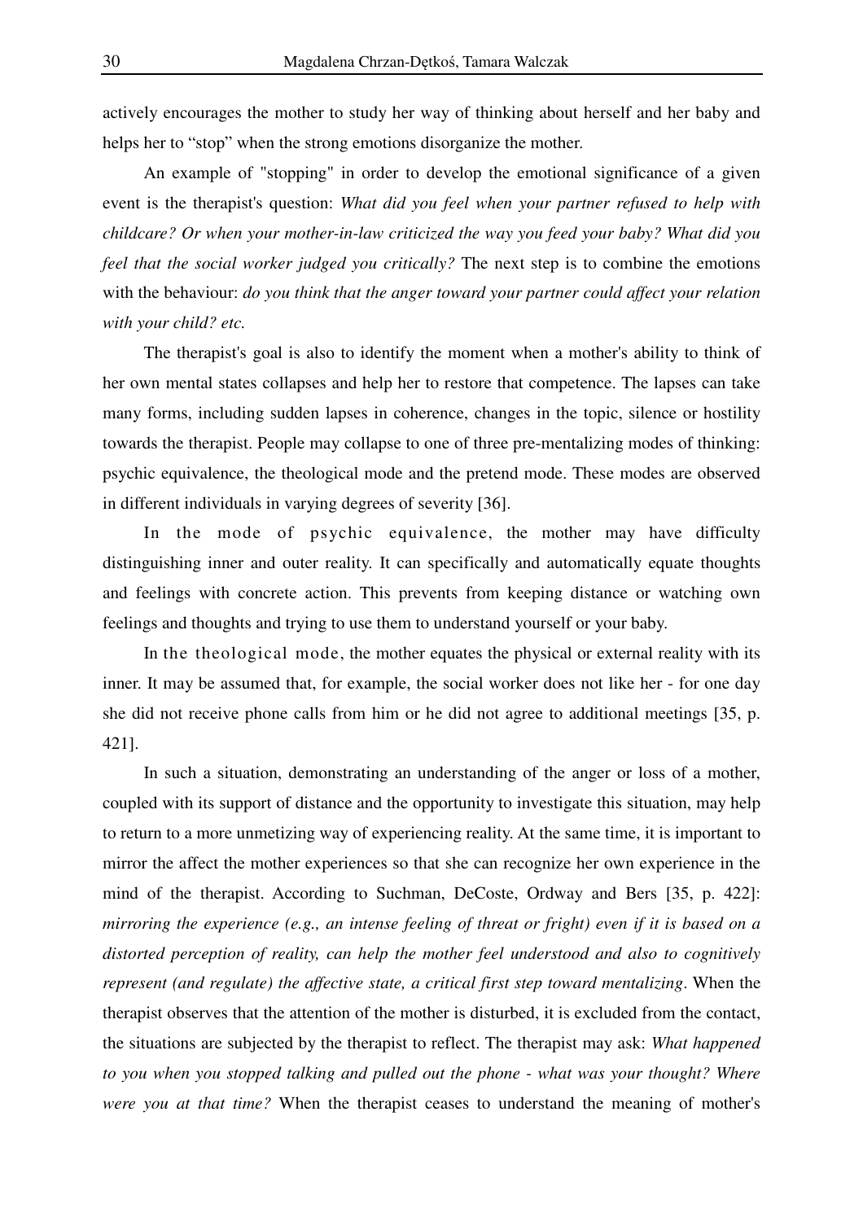actively encourages the mother to study her way of thinking about herself and her baby and helps her to "stop" when the strong emotions disorganize the mother.

An example of "stopping" in order to develop the emotional significance of a given event is the therapist's question: *What did you feel when your partner refused to help with childcare? Or when your mother-in-law criticized the way you feed your baby? What did you feel that the social worker judged you critically?* The next step is to combine the emotions with the behaviour: *do you think that the anger toward your partner could affect your relation with your child? etc.*

The therapist's goal is also to identify the moment when a mother's ability to think of her own mental states collapses and help her to restore that competence. The lapses can take many forms, including sudden lapses in coherence, changes in the topic, silence or hostility towards the therapist. People may collapse to one of three pre-mentalizing modes of thinking: psychic equivalence, the theological mode and the pretend mode. These modes are observed in different individuals in varying degrees of severity [36].

In the mode of psychic equivalence, the mother may have difficulty distinguishing inner and outer reality. It can specifically and automatically equate thoughts and feelings with concrete action. This prevents from keeping distance or watching own feelings and thoughts and trying to use them to understand yourself or your baby.

In the theological mode, the mother equates the physical or external reality with its inner. It may be assumed that, for example, the social worker does not like her - for one day she did not receive phone calls from him or he did not agree to additional meetings [35, p. 421].

In such a situation, demonstrating an understanding of the anger or loss of a mother, coupled with its support of distance and the opportunity to investigate this situation, may help to return to a more unmetizing way of experiencing reality. At the same time, it is important to mirror the affect the mother experiences so that she can recognize her own experience in the mind of the therapist. According to Suchman, DeCoste, Ordway and Bers [35, p. 422]: *mirroring the experience (e.g., an intense feeling of threat or fright) even if it is based on a distorted perception of reality, can help the mother feel understood and also to cognitively represent (and regulate) the affective state, a critical first step toward mentalizing*. When the therapist observes that the attention of the mother is disturbed, it is excluded from the contact, the situations are subjected by the therapist to reflect. The therapist may ask: *What happened to you when you stopped talking and pulled out the phone - what was your thought? Where were you at that time?* When the therapist ceases to understand the meaning of mother's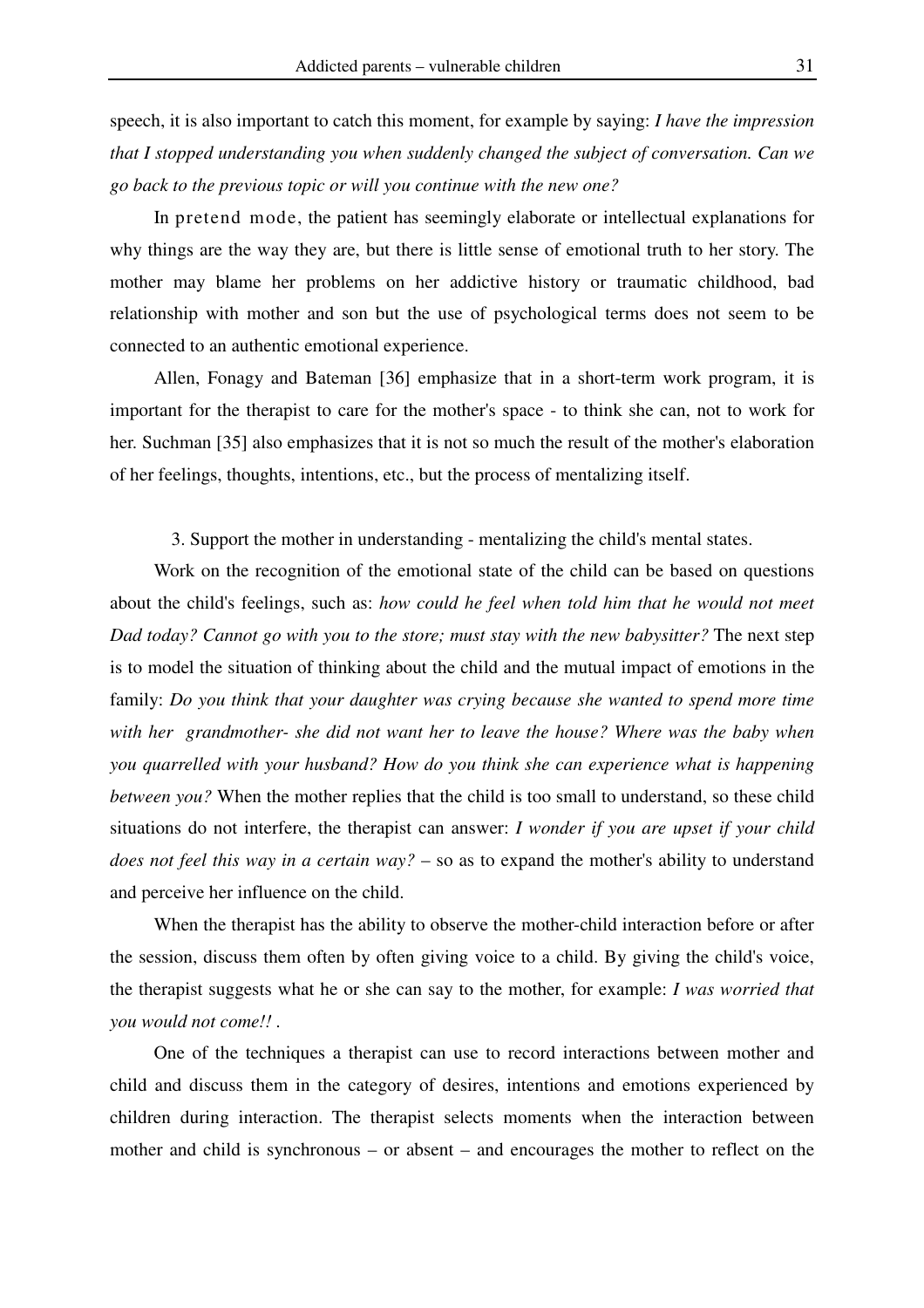speech, it is also important to catch this moment, for example by saying: *I have the impression that I stopped understanding you when suddenly changed the subject of conversation. Can we go back to the previous topic or will you continue with the new one?*

In pretend mode, the patient has seemingly elaborate or intellectual explanations for why things are the way they are, but there is little sense of emotional truth to her story. The mother may blame her problems on her addictive history or traumatic childhood, bad relationship with mother and son but the use of psychological terms does not seem to be connected to an authentic emotional experience.

Allen, Fonagy and Bateman [36] emphasize that in a short-term work program, it is important for the therapist to care for the mother's space - to think she can, not to work for her. Suchman [35] also emphasizes that it is not so much the result of the mother's elaboration of her feelings, thoughts, intentions, etc., but the process of mentalizing itself.

3. Support the mother in understanding - mentalizing the child's mental states.

Work on the recognition of the emotional state of the child can be based on questions about the child's feelings, such as: *how could he feel when told him that he would not meet Dad today? Cannot go with you to the store; must stay with the new babysitter?* The next step is to model the situation of thinking about the child and the mutual impact of emotions in the family: *Do you think that your daughter was crying because she wanted to spend more time with her grandmother- she did not want her to leave the house? Where was the baby when you quarrelled with your husband? How do you think she can experience what is happening between you?* When the mother replies that the child is too small to understand, so these child situations do not interfere, the therapist can answer: *I wonder if you are upset if your child does not feel this way in a certain way?* – so as to expand the mother's ability to understand and perceive her influence on the child.

When the therapist has the ability to observe the mother-child interaction before or after the session, discuss them often by often giving voice to a child. By giving the child's voice, the therapist suggests what he or she can say to the mother, for example: *I was worried that you would not come!!* .

One of the techniques a therapist can use to record interactions between mother and child and discuss them in the category of desires, intentions and emotions experienced by children during interaction. The therapist selects moments when the interaction between mother and child is synchronous – or absent – and encourages the mother to reflect on the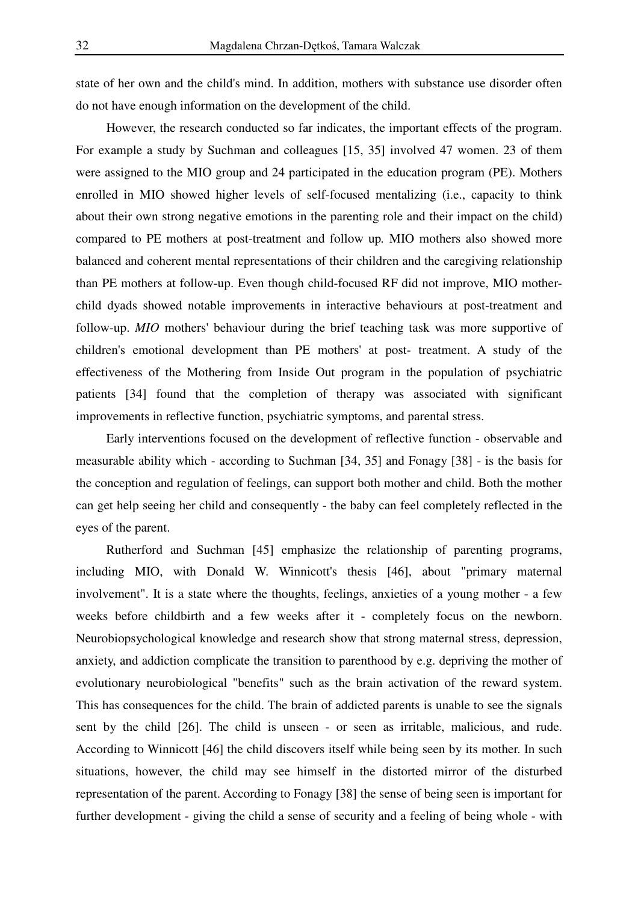state of her own and the child's mind. In addition, mothers with substance use disorder often do not have enough information on the development of the child.

However, the research conducted so far indicates, the important effects of the program. For example a study by Suchman and colleagues [15, 35] involved 47 women. 23 of them were assigned to the MIO group and 24 participated in the education program (PE). Mothers enrolled in MIO showed higher levels of self-focused mentalizing (i.e., capacity to think about their own strong negative emotions in the parenting role and their impact on the child) compared to PE mothers at post-treatment and follow up. MIO mothers also showed more balanced and coherent mental representations of their children and the caregiving relationship than PE mothers at follow-up. Even though child-focused RF did not improve, MIO mother-child dyads showed notable improvements in interactive behaviours at post-treatment and follow-up. *MIO* mothers' behaviour during the brief teaching task was more supportive of children's emotional development than PE mothers' at post- treatment. A study of the effectiveness of the Mothering from Inside Out program in the population of psychiatric patients [34] found that the completion of therapy was associated with significant improvements in reflective function, psychiatric symptoms, and parental stress.

Early interventions focused on the development of reflective function - observable and measurable ability which - according to Suchman [34, 35] and Fonagy [38] - is the basis for the conception and regulation of feelings, can support both mother and child. Both the mother can get help seeing her child and consequently - the baby can feel completely reflected in the eyes of the parent.

Rutherford and Suchman [45] emphasize the relationship of parenting programs, including MIO, with Donald W. Winnicott's thesis [46], about "primary maternal involvement". It is a state where the thoughts, feelings, anxieties of a young mother - a few weeks before childbirth and a few weeks after it - completely focus on the newborn. Neurobiopsychological knowledge and research show that strong maternal stress, depression, anxiety, and addiction complicate the transition to parenthood by e.g. depriving the mother of evolutionary neurobiological "benefits" such as the brain activation of the reward system. This has consequences for the child. The brain of addicted parents is unable to see the signals sent by the child [26]. The child is unseen - or seen as irritable, malicious, and rude. According to Winnicott [46] the child discovers itself while being seen by its mother. In such situations, however, the child may see himself in the distorted mirror of the disturbed representation of the parent. According to Fonagy [38] the sense of being seen is important for further development - giving the child a sense of security and a feeling of being whole - with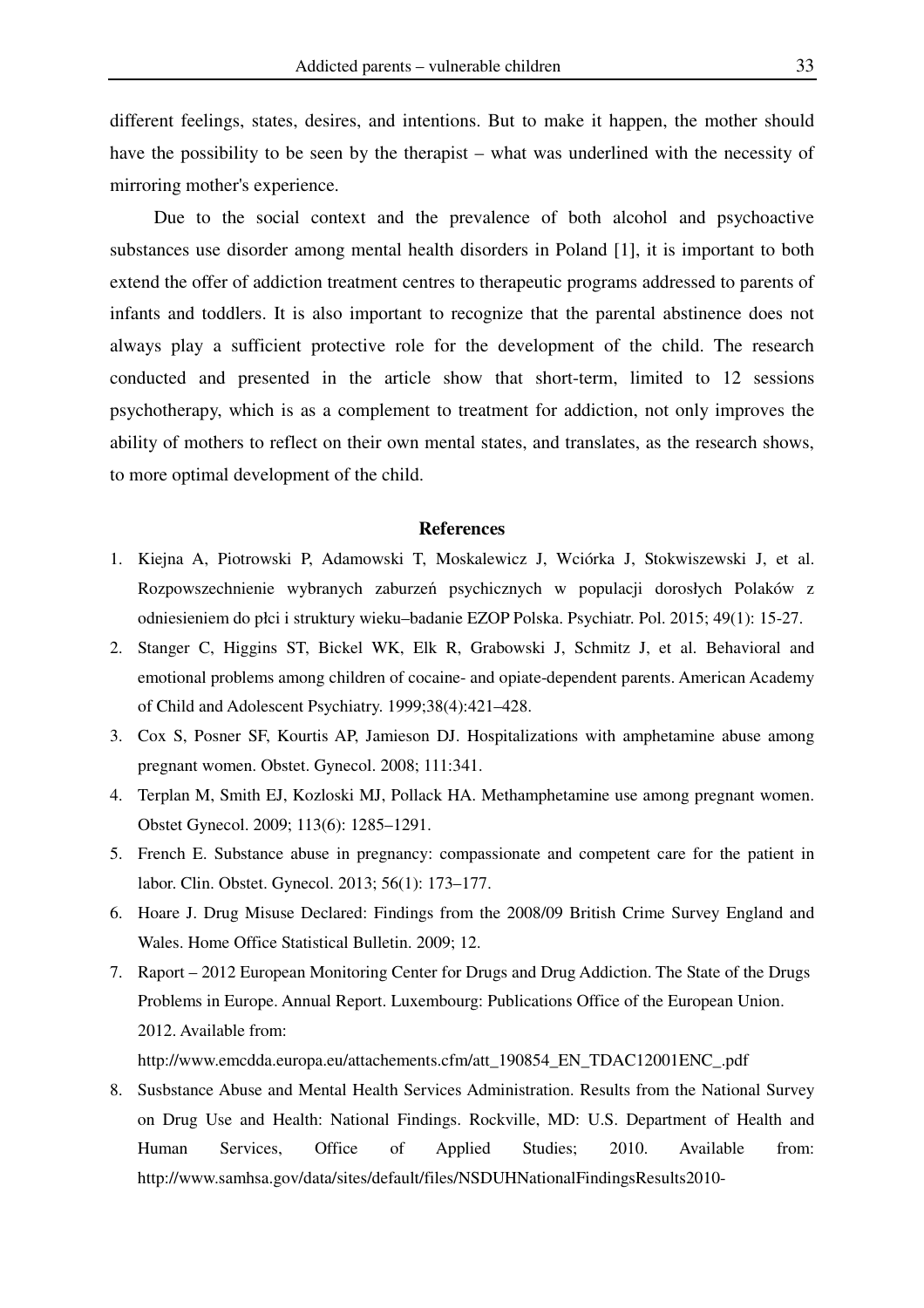different feelings, states, desires, and intentions. But to make it happen, the mother should have the possibility to be seen by the therapist – what was underlined with the necessity of mirroring mother's experience.

Due to the social context and the prevalence of both alcohol and psychoactive substances use disorder among mental health disorders in Poland [1], it is important to both extend the offer of addiction treatment centres to therapeutic programs addressed to parents of infants and toddlers. It is also important to recognize that the parental abstinence does not always play a sufficient protective role for the development of the child. The research conducted and presented in the article show that short-term, limited to 12 sessions psychotherapy, which is as a complement to treatment for addiction, not only improves the ability of mothers to reflect on their own mental states, and translates, as the research shows, to more optimal development of the child.

## References

1. Kiejna A, Piotrowski P, Adamowski T, Moskalewicz J, Wciórka J, Stokwiszewski J, et al. Rozpowszechnienie wybranych zaburzeń psychicznych w populacji dorosłych Polaków z odniesieniem do płci i struktury wieku–badanie EZOP Polska. Psychiatr. Pol. 2015; 49(1): 15-27.
2. Stanger C, Higgins ST, Bickel WK, Elk R, Grabowski J, Schmitz J, et al. Behavioral and emotional problems among children of cocaine- and opiate-dependent parents. American Academy of Child and Adolescent Psychiatry. 1999;38(4):421–428.
3. Cox S, Posner SF, Kourtis AP, Jamieson DJ. Hospitalizations with amphetamine abuse among pregnant women. Obstet. Gynecol. 2008; 111:341.
4. Terplan M, Smith EJ, Kozloski MJ, Pollack HA. Methamphetamine use among pregnant women. Obstet Gynecol. 2009; 113(6): 1285–1291.
5. French E. Substance abuse in pregnancy: compassionate and competent care for the patient in labor. Clin. Obstet. Gynecol. 2013; 56(1): 173–177.
6. Hoare J. Drug Misuse Declared: Findings from the 2008/09 British Crime Survey England and Wales. Home Office Statistical Bulletin. 2009; 12.
7. Raport – 2012 European Monitoring Center for Drugs and Drug Addiction. The State of the Drugs Problems in Europe. Annual Report. Luxembourg: Publications Office of the European Union. 2012. Available from: http://www.emcdda.europa.eu/attachements.cfm/att_190854_EN_TDAC12001ENC_.pdf
8. Susbstance Abuse and Mental Health Services Administration. Results from the National Survey on Drug Use and Health: National Findings. Rockville, MD: U.S. Department of Health and Human Services, Office of Applied Studies; 2010. Available from: http://www.samhsa.gov/data/sites/default/files/NSDUHNationalFindingsResults2010-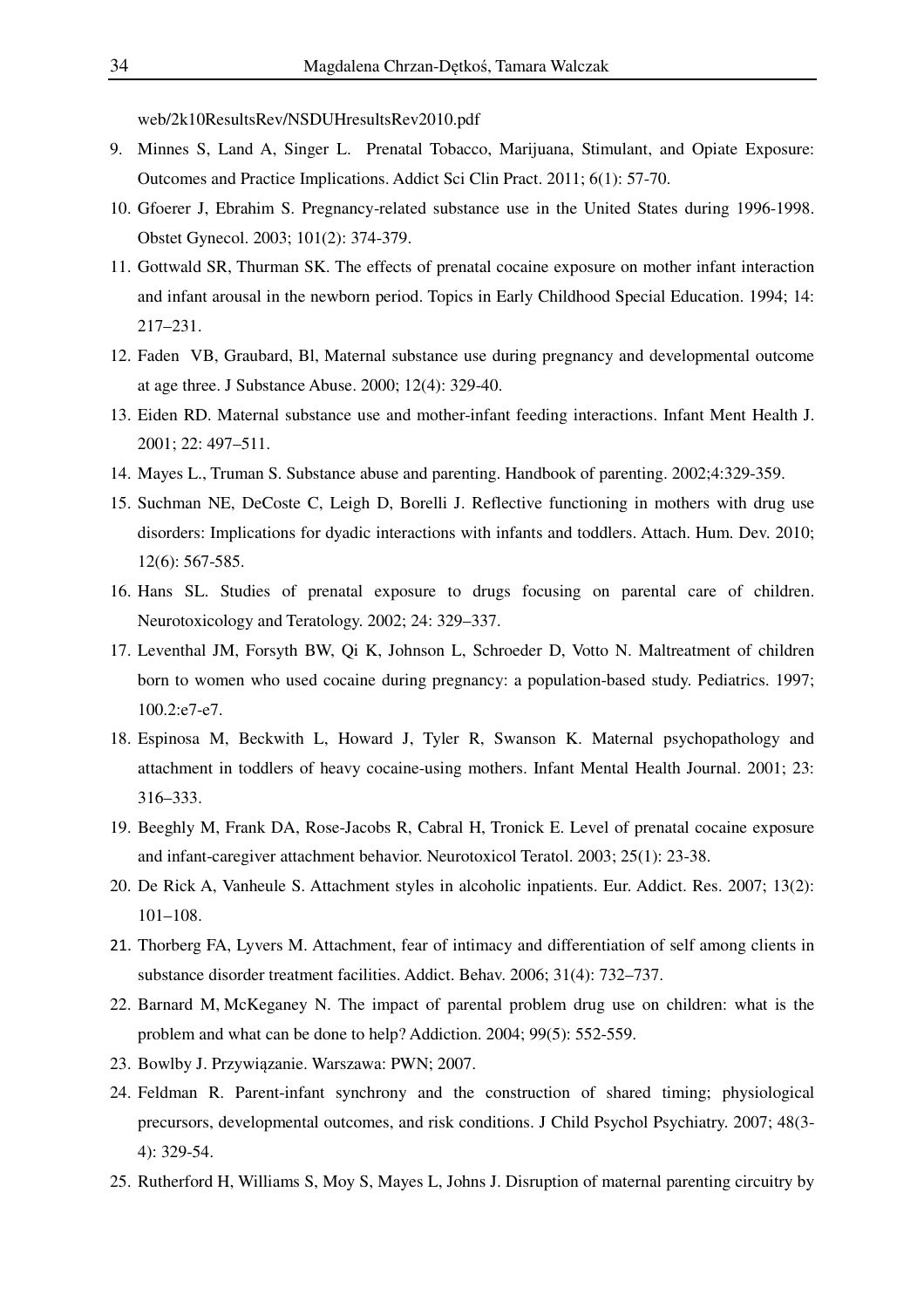web/2k10ResultsRev/NSDUHresultsRev2010.pdf

9. Minnes S, Land A, Singer L. Prenatal Tobacco, Marijuana, Stimulant, and Opiate Exposure: Outcomes and Practice Implications. Addict Sci Clin Pract. 2011; 6(1): 57-70.
10. Gfoerer J, Ebrahim S. Pregnancy-related substance use in the United States during 1996-1998. Obstet Gynecol. 2003; 101(2): 374-379.
11. Gottwald SR, Thurman SK. The effects of prenatal cocaine exposure on mother infant interaction and infant arousal in the newborn period. Topics in Early Childhood Special Education. 1994; 14: 217–231.
12. Faden VB, Graubard, Bl, Maternal substance use during pregnancy and developmental outcome at age three. J Substance Abuse. 2000; 12(4): 329-40.
13. Eiden RD. Maternal substance use and mother-infant feeding interactions. Infant Ment Health J. 2001; 22: 497–511.
14. Mayes L., Truman S. Substance abuse and parenting. Handbook of parenting. 2002;4:329-359.
15. Suchman NE, DeCoste C, Leigh D, Borelli J. Reflective functioning in mothers with drug use disorders: Implications for dyadic interactions with infants and toddlers. Attach. Hum. Dev. 2010; 12(6): 567-585.
16. Hans SL. Studies of prenatal exposure to drugs focusing on parental care of children. Neurotoxicology and Teratology. 2002; 24: 329–337.
17. Leventhal JM, Forsyth BW, Qi K, Johnson L, Schroeder D, Votto N. Maltreatment of children born to women who used cocaine during pregnancy: a population-based study. Pediatrics. 1997; 100.2:e7-e7.
18. Espinosa M, Beckwith L, Howard J, Tyler R, Swanson K. Maternal psychopathology and attachment in toddlers of heavy cocaine-using mothers. Infant Mental Health Journal. 2001; 23: 316–333.
19. Beeghly M, Frank DA, Rose-Jacobs R, Cabral H, Tronick E. Level of prenatal cocaine exposure and infant-caregiver attachment behavior. Neurotoxicol Teratol. 2003; 25(1): 23-38.
20. De Rick A, Vanheule S. Attachment styles in alcoholic inpatients. Eur. Addict. Res. 2007; 13(2): 101–108.
21. Thorberg FA, Lyvers M. Attachment, fear of intimacy and differentiation of self among clients in substance disorder treatment facilities. Addict. Behav. 2006; 31(4): 732–737.
22. Barnard M, McKeganey N. The impact of parental problem drug use on children: what is the problem and what can be done to help? Addiction. 2004; 99(5): 552-559.
23. Bowlby J. Przywiązanie. Warszawa: PWN; 2007.
24. Feldman R. Parent-infant synchrony and the construction of shared timing; physiological precursors, developmental outcomes, and risk conditions. J Child Psychol Psychiatry. 2007; 48(3-4): 329-54.
25. Rutherford H, Williams S, Moy S, Mayes L, Johns J. Disruption of maternal parenting circuitry by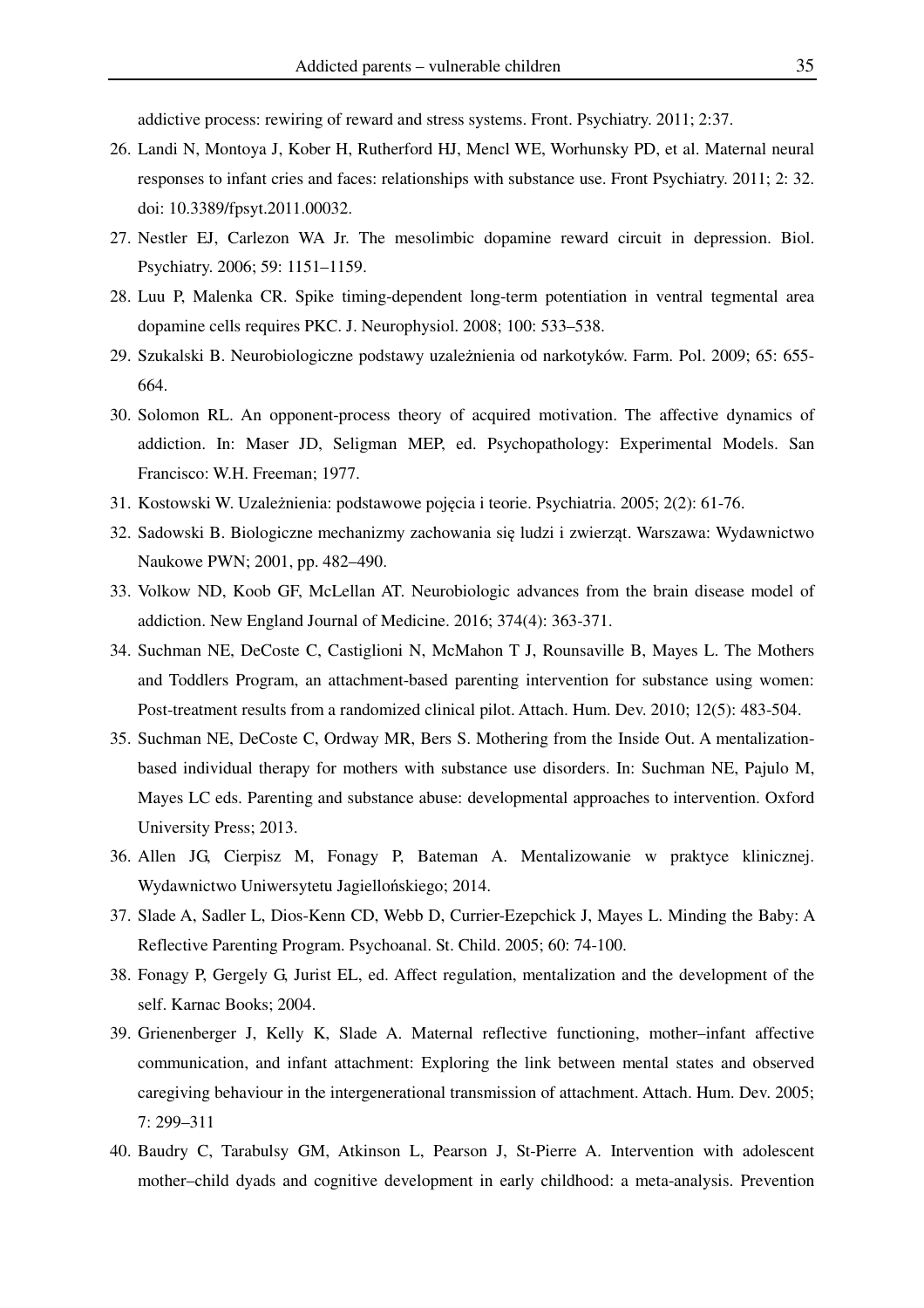addictive process: rewiring of reward and stress systems. Front. Psychiatry. 2011; 2:37.

26. Landi N, Montoya J, Kober H, Rutherford HJ, Mencl WE, Worhunsky PD, et al. Maternal neural responses to infant cries and faces: relationships with substance use. Front Psychiatry. 2011; 2: 32. doi: 10.3389/fpsyt.2011.00032.
27. Nestler EJ, Carlezon WA Jr. The mesolimbic dopamine reward circuit in depression. Biol. Psychiatry. 2006; 59: 1151–1159.
28. Luu P, Malenka CR. Spike timing-dependent long-term potentiation in ventral tegmental area dopamine cells requires PKC. J. Neurophysiol. 2008; 100: 533–538.
29. Szukalski B. Neurobiologiczne podstawy uzależnienia od narkotyków. Farm. Pol. 2009; 65: 655-664.
30. Solomon RL. An opponent-process theory of acquired motivation. The affective dynamics of addiction. In: Maser JD, Seligman MEP, ed. Psychopathology: Experimental Models. San Francisco: W.H. Freeman; 1977.
31. Kostowski W. Uzależnienia: podstawowe pojęcia i teorie. Psychiatria. 2005; 2(2): 61-76.
32. Sadowski B. Biologiczne mechanizmy zachowania się ludzi i zwierząt. Warszawa: Wydawnictwo Naukowe PWN; 2001, pp. 482–490.
33. Volkow ND, Koob GF, McLellan AT. Neurobiologic advances from the brain disease model of addiction. New England Journal of Medicine. 2016; 374(4): 363-371.
34. Suchman NE, DeCoste C, Castiglioni N, McMahon T J, Rounsaville B, Mayes L. The Mothers and Toddlers Program, an attachment-based parenting intervention for substance using women: Post-treatment results from a randomized clinical pilot. Attach. Hum. Dev. 2010; 12(5): 483-504.
35. Suchman NE, DeCoste C, Ordway MR, Bers S. Mothering from the Inside Out. A mentalization-based individual therapy for mothers with substance use disorders. In: Suchman NE, Pajulo M, Mayes LC eds. Parenting and substance abuse: developmental approaches to intervention. Oxford University Press; 2013.
36. Allen JG, Cierpisz M, Fonagy P, Bateman A. Mentalizowanie w praktyce klinicznej. Wydawnictwo Uniwersytetu Jagiellońskiego; 2014.
37. Slade A, Sadler L, Dios-Kenn CD, Webb D, Currier-Ezepchick J, Mayes L. Minding the Baby: A Reflective Parenting Program. Psychoanal. St. Child. 2005; 60: 74-100.
38. Fonagy P, Gergely G, Jurist EL, ed. Affect regulation, mentalization and the development of the self. Karnac Books; 2004.
39. Grienenberger J, Kelly K, Slade A. Maternal reflective functioning, mother–infant affective communication, and infant attachment: Exploring the link between mental states and observed caregiving behaviour in the intergenerational transmission of attachment. Attach. Hum. Dev. 2005; 7: 299–311
40. Baudry C, Tarabulsy GM, Atkinson L, Pearson J, St-Pierre A. Intervention with adolescent mother–child dyads and cognitive development in early childhood: a meta-analysis. Prevention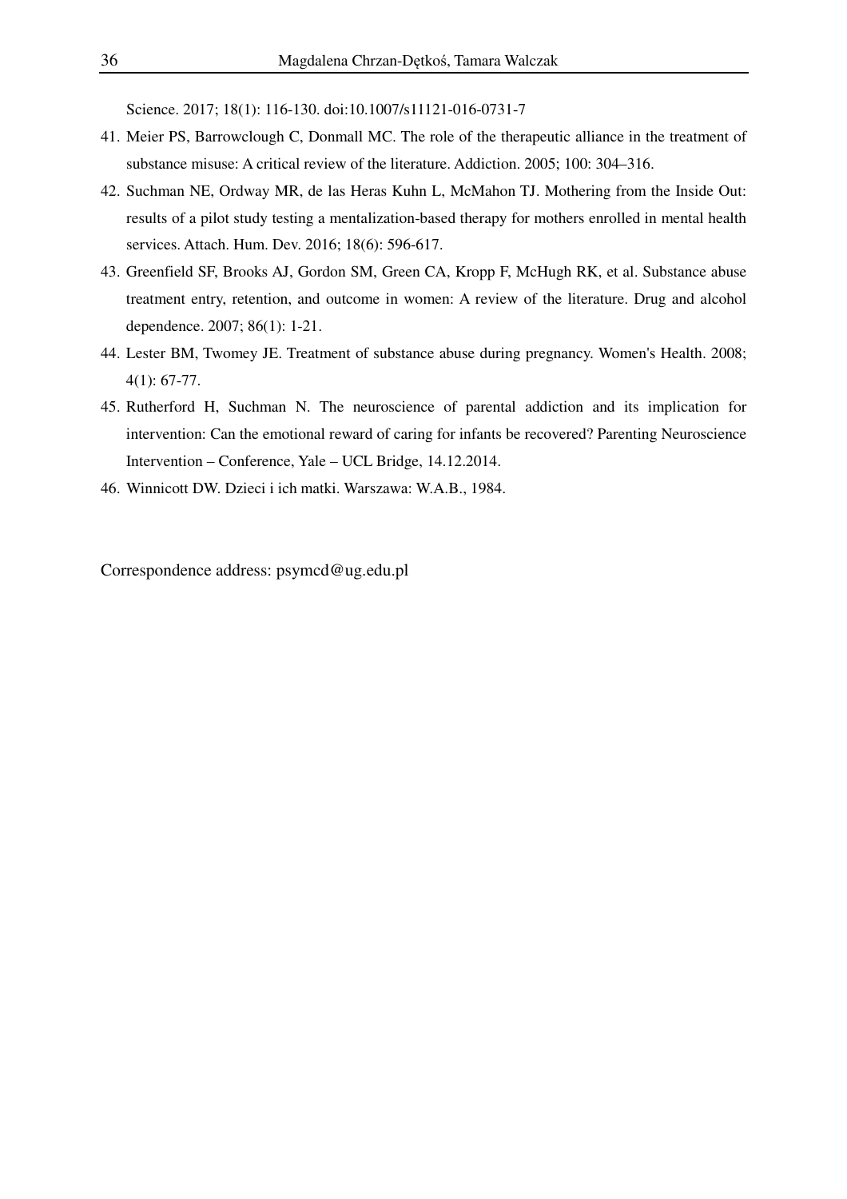Science. 2017; 18(1): 116-130. doi:10.1007/s11121-016-0731-7

41. Meier PS, Barrowclough C, Donmall MC. The role of the therapeutic alliance in the treatment of substance misuse: A critical review of the literature. Addiction. 2005; 100: 304–316.
42. Suchman NE, Ordway MR, de las Heras Kuhn L, McMahon TJ. Mothering from the Inside Out: results of a pilot study testing a mentalization-based therapy for mothers enrolled in mental health services. Attach. Hum. Dev. 2016; 18(6): 596-617.
43. Greenfield SF, Brooks AJ, Gordon SM, Green CA, Kropp F, McHugh RK, et al. Substance abuse treatment entry, retention, and outcome in women: A review of the literature. Drug and alcohol dependence. 2007; 86(1): 1-21.
44. Lester BM, Twomey JE. Treatment of substance abuse during pregnancy. Women's Health. 2008; 4(1): 67-77.
45. Rutherford H, Suchman N. The neuroscience of parental addiction and its implication for intervention: Can the emotional reward of caring for infants be recovered? Parenting Neuroscience Intervention – Conference, Yale – UCL Bridge, 14.12.2014.
46. Winnicott DW. Dzieci i ich matki. Warszawa: W.A.B., 1984.

Correspondence address: psymcd@ug.edu.pl